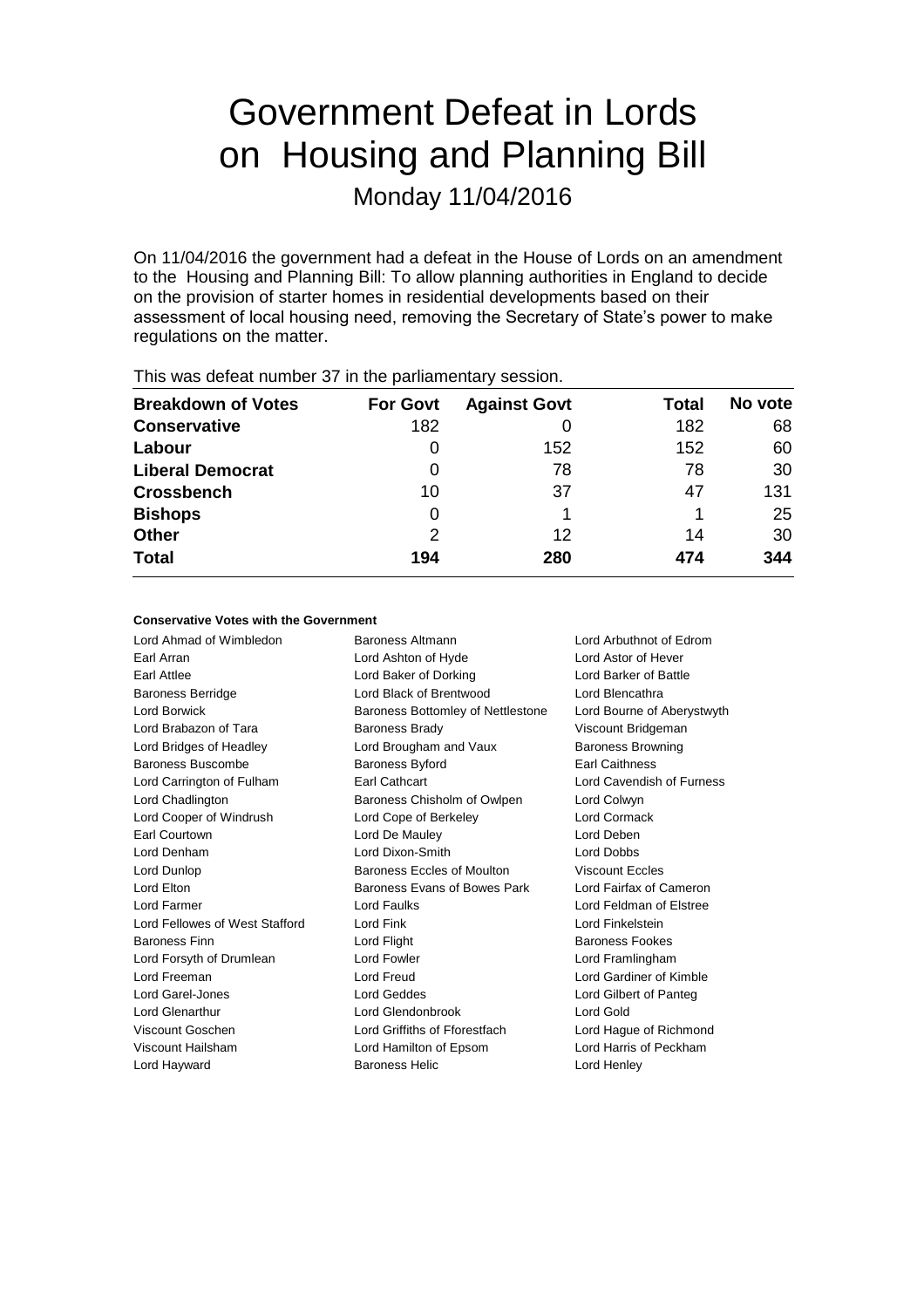# Government Defeat in Lords on Housing and Planning Bill

Monday 11/04/2016

On 11/04/2016 the government had a defeat in the House of Lords on an amendment to the Housing and Planning Bill: To allow planning authorities in England to decide on the provision of starter homes in residential developments based on their assessment of local housing need, removing the Secretary of State's power to make regulations on the matter.

This was defeat number 37 in the parliamentary session.

| Breakdown of Votes | For Govt | Against Govt | Total | No vote |
| --- | --- | --- | --- | --- |
| **Conservative** | 182 | 0 | 182 | 68 |
| **Labour** | 0 | 152 | 152 | 60 |
| **Liberal Democrat** | 0 | 78 | 78 | 30 |
| **Crossbench** | 10 | 37 | 47 | 131 |
| **Bishops** | 0 | 1 | 1 | 25 |
| **Other** | 2 | 12 | 14 | 30 |
| **Total** | **194** | **280** | **474** | **344** |

### Conservative Votes with the Government

| | | |
| --- | --- | --- |
| Lord Ahmad of Wimbledon | Baroness Altmann | Lord Arbuthnot of Edrom |
| Earl Arran | Lord Ashton of Hyde | Lord Astor of Hever |
| Earl Attlee | Lord Baker of Dorking | Lord Barker of Battle |
| Baroness Berridge | Lord Black of Brentwood | Lord Blencathra |
| Lord Borwick | Baroness Bottomley of Nettlestone | Lord Bourne of Aberystwyth |
| Lord Brabazon of Tara | Baroness Brady | Viscount Bridgeman |
| Lord Bridges of Headley | Lord Brougham and Vaux | Baroness Browning |
| Baroness Buscombe | Baroness Byford | Earl Caithness |
| Lord Carrington of Fulham | Earl Cathcart | Lord Cavendish of Furness |
| Lord Chadlington | Baroness Chisholm of Owlpen | Lord Colwyn |
| Lord Cooper of Windrush | Lord Cope of Berkeley | Lord Cormack |
| Earl Courtown | Lord De Mauley | Lord Deben |
| Lord Denham | Lord Dixon-Smith | Lord Dobbs |
| Lord Dunlop | Baroness Eccles of Moulton | Viscount Eccles |
| Lord Elton | Baroness Evans of Bowes Park | Lord Fairfax of Cameron |
| Lord Farmer | Lord Faulks | Lord Feldman of Elstree |
| Lord Fellowes of West Stafford | Lord Fink | Lord Finkelstein |
| Baroness Finn | Lord Flight | Baroness Fookes |
| Lord Forsyth of Drumlean | Lord Fowler | Lord Framlingham |
| Lord Freeman | Lord Freud | Lord Gardiner of Kimble |
| Lord Garel-Jones | Lord Geddes | Lord Gilbert of Panteg |
| Lord Glenarthur | Lord Glendonbrook | Lord Gold |
| Viscount Goschen | Lord Griffiths of Fforestfach | Lord Hague of Richmond |
| Viscount Hailsham | Lord Hamilton of Epsom | Lord Harris of Peckham |
| Lord Hayward | Baroness Helic | Lord Henley |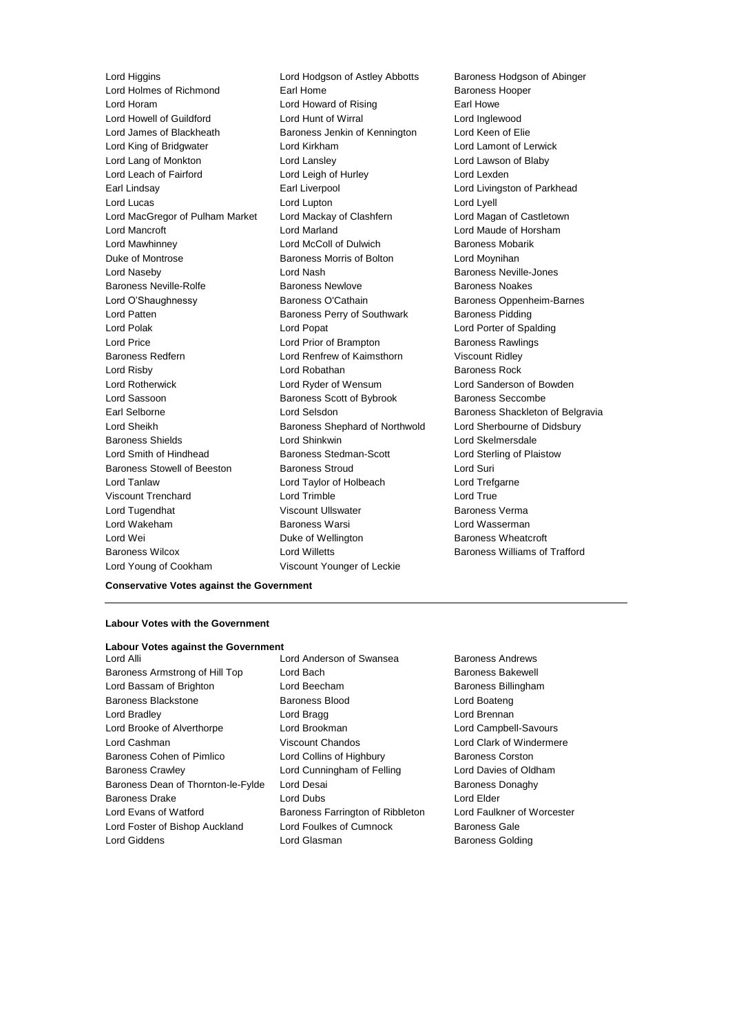Lord Higgins
Lord Hodgson of Astley Abbotts
Baroness Hodgson of Abinger
Lord Holmes of Richmond
Earl Home
Baroness Hooper
Lord Horam
Lord Howard of Rising
Earl Howe
Lord Howell of Guildford
Lord Hunt of Wirral
Lord Inglewood
Lord James of Blackheath
Baroness Jenkin of Kennington
Lord Keen of Elie
Lord King of Bridgwater
Lord Kirkham
Lord Lamont of Lerwick
Lord Lang of Monkton
Lord Lansley
Lord Lawson of Blaby
Lord Leach of Fairford
Lord Leigh of Hurley
Lord Lexden
Earl Lindsay
Earl Liverpool
Lord Livingston of Parkhead
Lord Lucas
Lord Lupton
Lord Lyell
Lord MacGregor of Pulham Market
Lord Mackay of Clashfern
Lord Magan of Castletown
Lord Mancroft
Lord Marland
Lord Maude of Horsham
Lord Mawhinney
Lord McColl of Dulwich
Baroness Mobarik
Duke of Montrose
Baroness Morris of Bolton
Lord Moynihan
Lord Naseby
Lord Nash
Baroness Neville-Jones
Baroness Neville-Rolfe
Baroness Newlove
Baroness Noakes
Lord O'Shaughnessy
Baroness O'Cathain
Baroness Oppenheim-Barnes
Lord Patten
Baroness Perry of Southwark
Baroness Pidding
Lord Polak
Lord Popat
Lord Porter of Spalding
Lord Price
Lord Prior of Brampton
Baroness Rawlings
Baroness Redfern
Lord Renfrew of Kaimsthorn
Viscount Ridley
Lord Risby
Lord Robathan
Baroness Rock
Lord Rotherwick
Lord Ryder of Wensum
Lord Sanderson of Bowden
Lord Sassoon
Baroness Scott of Bybrook
Baroness Seccombe
Earl Selborne
Lord Selsdon
Baroness Shackleton of Belgravia
Lord Sheikh
Baroness Shephard of Northwold
Lord Sherbourne of Didsbury
Baroness Shields
Lord Shinkwin
Lord Skelmersdale
Lord Smith of Hindhead
Baroness Stedman-Scott
Lord Sterling of Plaistow
Baroness Stowell of Beeston
Baroness Stroud
Lord Suri
Lord Tanlaw
Lord Taylor of Holbeach
Lord Trefgarne
Viscount Trenchard
Lord Trimble
Lord True
Lord Tugendhat
Viscount Ullswater
Baroness Verma
Lord Wakeham
Baroness Warsi
Lord Wasserman
Lord Wei
Duke of Wellington
Baroness Wheatcroft
Baroness Wilcox
Lord Willetts
Baroness Williams of Trafford
Lord Young of Cookham
Viscount Younger of Leckie

**Conservative Votes against the Government**

---

**Labour Votes with the Government**

**Labour Votes against the Government**

Lord Alli
Lord Anderson of Swansea
Baroness Andrews
Baroness Armstrong of Hill Top
Lord Bach
Baroness Bakewell
Lord Bassam of Brighton
Lord Beecham
Baroness Billingham
Baroness Blackstone
Baroness Blood
Lord Boateng
Lord Bradley
Lord Bragg
Lord Brennan
Lord Brooke of Alverthorpe
Lord Brookman
Lord Campbell-Savours
Lord Cashman
Viscount Chandos
Lord Clark of Windermere
Baroness Cohen of Pimlico
Lord Collins of Highbury
Baroness Corston
Baroness Crawley
Lord Cunningham of Felling
Lord Davies of Oldham
Baroness Dean of Thornton-le-Fylde
Lord Desai
Baroness Donaghy
Baroness Drake
Lord Dubs
Lord Elder
Lord Evans of Watford
Baroness Farrington of Ribbleton
Lord Faulkner of Worcester
Lord Foster of Bishop Auckland
Lord Foulkes of Cumnock
Baroness Gale
Lord Giddens
Lord Glasman
Baroness Golding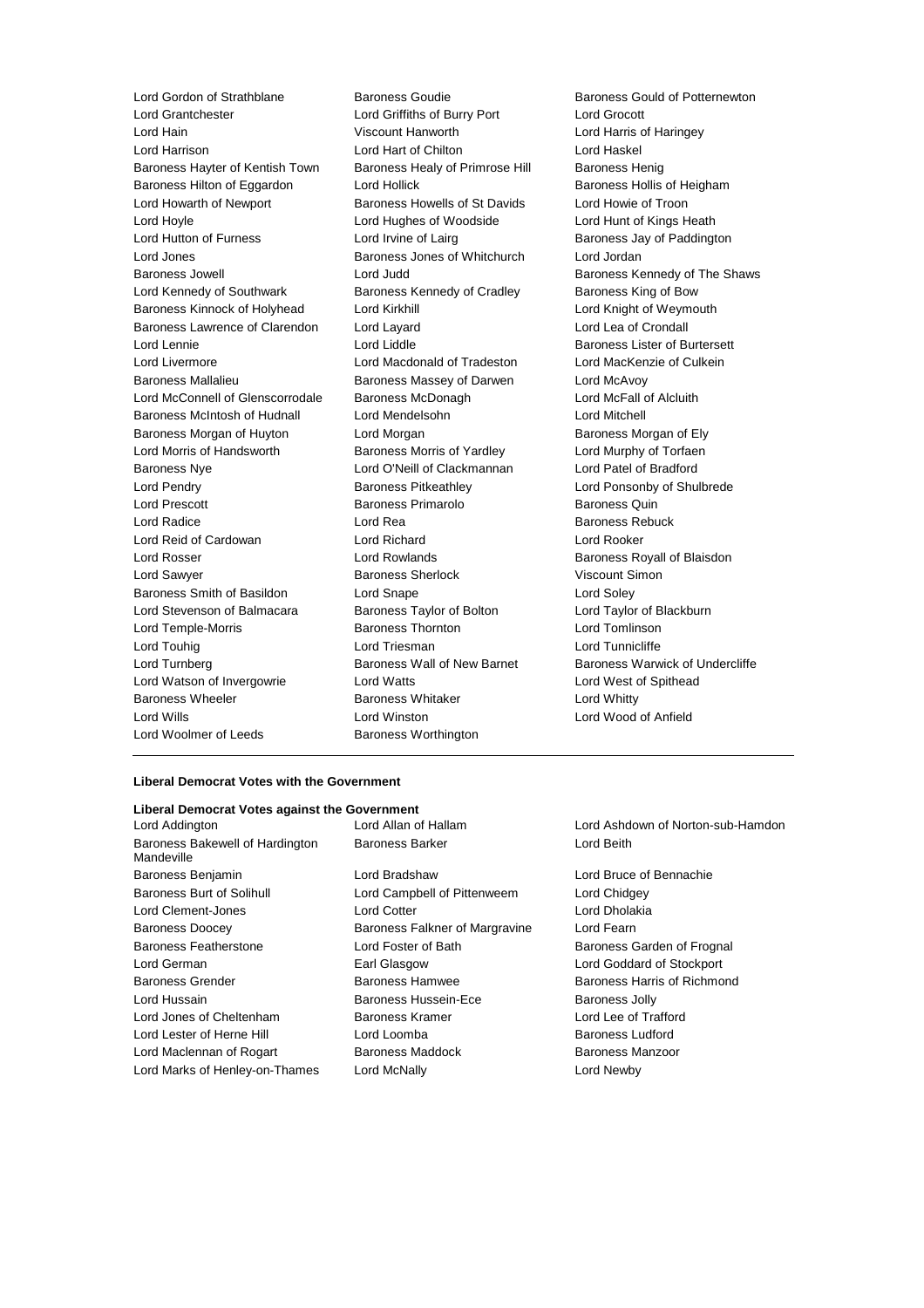Lord Gordon of Strathblane
Baroness Goudie
Baroness Gould of Potternewton
Lord Grantchester
Lord Griffiths of Burry Port
Lord Grocott
Lord Hain
Viscount Hanworth
Lord Harris of Haringey
Lord Harrison
Lord Hart of Chilton
Lord Haskel
Baroness Hayter of Kentish Town
Baroness Healy of Primrose Hill
Baroness Henig
Baroness Hilton of Eggardon
Lord Hollick
Baroness Hollis of Heigham
Lord Howarth of Newport
Baroness Howells of St Davids
Lord Howie of Troon
Lord Hoyle
Lord Hughes of Woodside
Lord Hunt of Kings Heath
Lord Hutton of Furness
Lord Irvine of Lairg
Baroness Jay of Paddington
Lord Jones
Baroness Jones of Whitchurch
Lord Jordan
Baroness Jowell
Lord Judd
Baroness Kennedy of The Shaws
Lord Kennedy of Southwark
Baroness Kennedy of Cradley
Baroness King of Bow
Baroness Kinnock of Holyhead
Lord Kirkhill
Lord Knight of Weymouth
Baroness Lawrence of Clarendon
Lord Layard
Lord Lea of Crondall
Lord Lennie
Lord Liddle
Baroness Lister of Burtersett
Lord Livermore
Lord Macdonald of Tradeston
Lord MacKenzie of Culkein
Baroness Mallalieu
Baroness Massey of Darwen
Lord McAvoy
Lord McConnell of Glenscorrodale
Baroness McDonagh
Lord McFall of Alcluith
Baroness McIntosh of Hudnall
Lord Mendelsohn
Lord Mitchell
Baroness Morgan of Huyton
Lord Morgan
Baroness Morgan of Ely
Lord Morris of Handsworth
Baroness Morris of Yardley
Lord Murphy of Torfaen
Baroness Nye
Lord O'Neill of Clackmannan
Lord Patel of Bradford
Lord Pendry
Baroness Pitkeathley
Lord Ponsonby of Shulbrede
Lord Prescott
Baroness Primarolo
Baroness Quin
Lord Radice
Lord Rea
Baroness Rebuck
Lord Reid of Cardowan
Lord Richard
Lord Rooker
Lord Rosser
Lord Rowlands
Baroness Royall of Blaisdon
Lord Sawyer
Baroness Sherlock
Viscount Simon
Baroness Smith of Basildon
Lord Snape
Lord Soley
Lord Stevenson of Balmacara
Baroness Taylor of Bolton
Lord Taylor of Blackburn
Lord Temple-Morris
Baroness Thornton
Lord Tomlinson
Lord Touhig
Lord Triesman
Lord Tunnicliffe
Lord Turnberg
Baroness Wall of New Barnet
Baroness Warwick of Undercliffe
Lord Watson of Invergowrie
Lord Watts
Lord West of Spithead
Baroness Wheeler
Baroness Whitaker
Lord Whitty
Lord Wills
Lord Winston
Lord Wood of Anfield
Lord Woolmer of Leeds
Baroness Worthington

---

**Liberal Democrat Votes with the Government**

**Liberal Democrat Votes against the Government**

Lord Addington
Lord Allan of Hallam
Lord Ashdown of Norton-sub-Hamdon
Baroness Bakewell of Hardington Mandeville
Baroness Barker
Lord Beith
Baroness Benjamin
Lord Bradshaw
Lord Bruce of Bennachie
Baroness Burt of Solihull
Lord Campbell of Pittenweem
Lord Chidgey
Lord Clement-Jones
Lord Cotter
Lord Dholakia
Baroness Doocey
Baroness Falkner of Margravine
Lord Fearn
Baroness Featherstone
Lord Foster of Bath
Baroness Garden of Frognal
Lord German
Earl Glasgow
Lord Goddard of Stockport
Baroness Grender
Baroness Hamwee
Baroness Harris of Richmond
Lord Hussain
Baroness Hussein-Ece
Baroness Jolly
Lord Jones of Cheltenham
Baroness Kramer
Lord Lee of Trafford
Lord Lester of Herne Hill
Lord Loomba
Baroness Ludford
Lord Maclennan of Rogart
Baroness Maddock
Baroness Manzoor
Lord Marks of Henley-on-Thames
Lord McNally
Lord Newby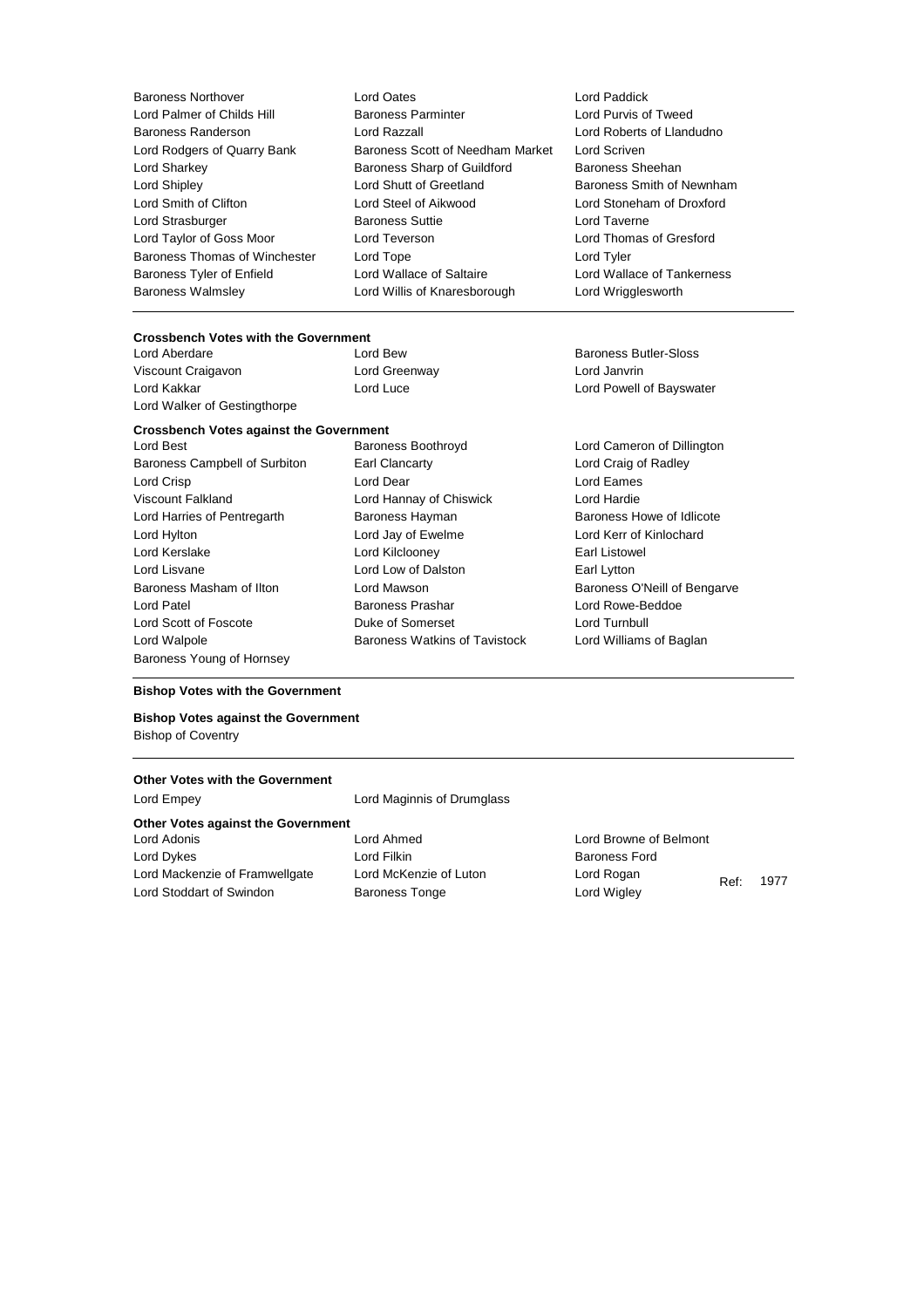Baroness Northover
Lord Oates
Lord Paddick
Lord Palmer of Childs Hill
Baroness Parminter
Lord Purvis of Tweed
Baroness Randerson
Lord Razzall
Lord Roberts of Llandudno
Lord Rodgers of Quarry Bank
Baroness Scott of Needham Market
Lord Scriven
Lord Sharkey
Baroness Sharp of Guildford
Baroness Sheehan
Lord Shipley
Lord Shutt of Greetland
Baroness Smith of Newnham
Lord Smith of Clifton
Lord Steel of Aikwood
Lord Stoneham of Droxford
Lord Strasburger
Baroness Suttie
Lord Taverne
Lord Taylor of Goss Moor
Lord Teverson
Lord Thomas of Gresford
Baroness Thomas of Winchester
Lord Tope
Lord Tyler
Baroness Tyler of Enfield
Lord Wallace of Saltaire
Lord Wallace of Tankerness
Baroness Walmsley
Lord Willis of Knaresborough
Lord Wrigglesworth

**Crossbench Votes with the Government**

Lord Aberdare
Lord Bew
Baroness Butler-Sloss
Viscount Craigavon
Lord Greenway
Lord Janvrin
Lord Kakkar
Lord Luce
Lord Powell of Bayswater
Lord Walker of Gestingthorpe

**Crossbench Votes against the Government**

Lord Best
Baroness Boothroyd
Lord Cameron of Dillington
Baroness Campbell of Surbiton
Earl Clancarty
Lord Craig of Radley
Lord Crisp
Lord Dear
Lord Eames
Viscount Falkland
Lord Hannay of Chiswick
Lord Hardie
Lord Harries of Pentregarth
Baroness Hayman
Baroness Howe of Idlicote
Lord Hylton
Lord Jay of Ewelme
Lord Kerr of Kinlochard
Lord Kerslake
Lord Kilclooney
Earl Listowel
Lord Lisvane
Lord Low of Dalston
Earl Lytton
Baroness Masham of Ilton
Lord Mawson
Baroness O'Neill of Bengarve
Lord Patel
Baroness Prashar
Lord Rowe-Beddoe
Lord Scott of Foscote
Duke of Somerset
Lord Turnbull
Lord Walpole
Baroness Watkins of Tavistock
Lord Williams of Baglan
Baroness Young of Hornsey

**Bishop Votes with the Government**

**Bishop Votes against the Government**

Bishop of Coventry

**Other Votes with the Government**

Lord Empey
Lord Maginnis of Drumglass

**Other Votes against the Government**

Lord Adonis
Lord Ahmed
Lord Browne of Belmont
Lord Dykes
Lord Filkin
Baroness Ford
Lord Mackenzie of Framwellgate
Lord McKenzie of Luton
Lord Rogan
Lord Stoddart of Swindon
Baroness Tonge
Lord Wigley

Ref: 1977